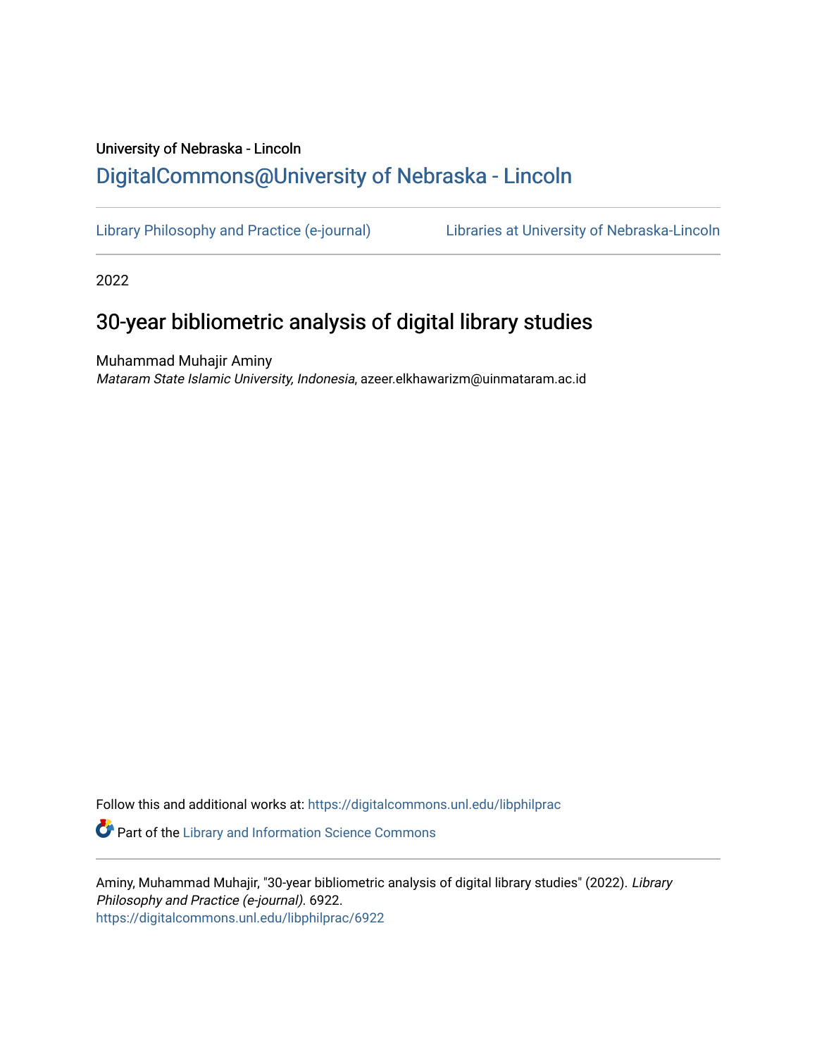University of Nebraska - Lincoln

DigitalCommons@University of Nebraska - Lincoln

Library Philosophy and Practice (e-journal)

Libraries at University of Nebraska-Lincoln

2022

# 30-year bibliometric analysis of digital library studies

Muhammad Muhajir Aminy

*Mataram State Islamic University, Indonesia*, azeer.elkhawarizm@uinmataram.ac.id

Follow this and additional works at: https://digitalcommons.unl.edu/libphilprac

Part of the Library and Information Science Commons

Aminy, Muhammad Muhajir, "30-year bibliometric analysis of digital library studies" (2022). *Library Philosophy and Practice (e-journal)*. 6922.
https://digitalcommons.unl.edu/libphilprac/6922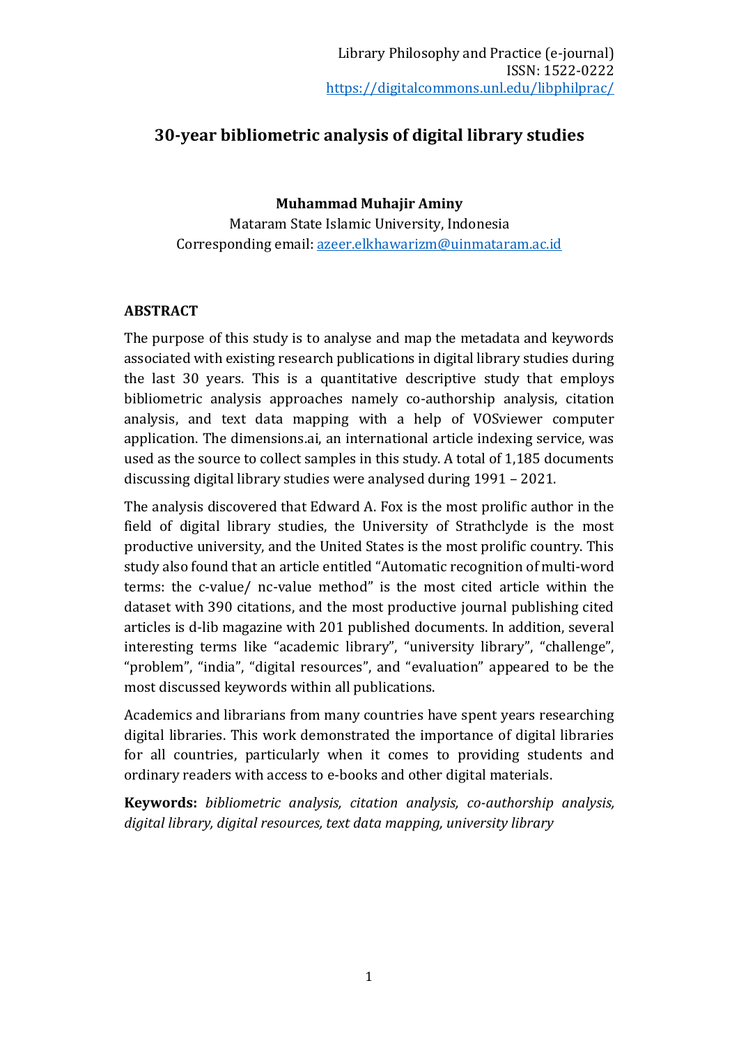# 30-year bibliometric analysis of digital library studies

**Muhammad Muhajir Aminy**

Mataram State Islamic University, Indonesia

Corresponding email: azeer.elkhawarizm@uinmataram.ac.id

## ABSTRACT

The purpose of this study is to analyse and map the metadata and keywords associated with existing research publications in digital library studies during the last 30 years. This is a quantitative descriptive study that employs bibliometric analysis approaches namely co-authorship analysis, citation analysis, and text data mapping with a help of VOSviewer computer application. The dimensions.ai, an international article indexing service, was used as the source to collect samples in this study. A total of 1,185 documents discussing digital library studies were analysed during 1991 – 2021.

The analysis discovered that Edward A. Fox is the most prolific author in the field of digital library studies, the University of Strathclyde is the most productive university, and the United States is the most prolific country. This study also found that an article entitled "Automatic recognition of multi-word terms: the c-value/ nc-value method" is the most cited article within the dataset with 390 citations, and the most productive journal publishing cited articles is d-lib magazine with 201 published documents. In addition, several interesting terms like "academic library", "university library", "challenge", "problem", "india", "digital resources", and "evaluation" appeared to be the most discussed keywords within all publications.

Academics and librarians from many countries have spent years researching digital libraries. This work demonstrated the importance of digital libraries for all countries, particularly when it comes to providing students and ordinary readers with access to e-books and other digital materials.

**Keywords:** *bibliometric analysis, citation analysis, co-authorship analysis, digital library, digital resources, text data mapping, university library*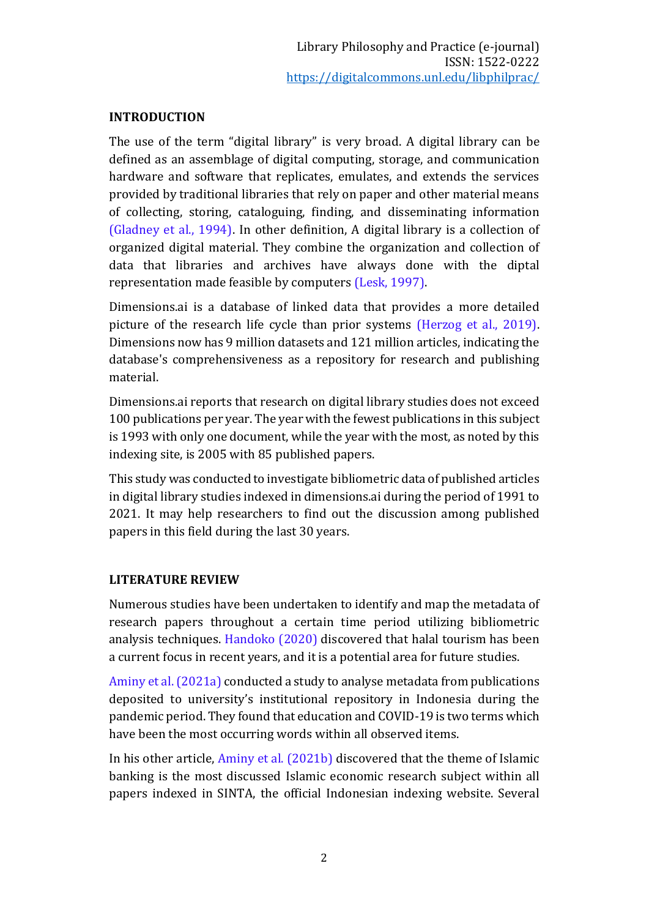## INTRODUCTION

The use of the term "digital library" is very broad. A digital library can be defined as an assemblage of digital computing, storage, and communication hardware and software that replicates, emulates, and extends the services provided by traditional libraries that rely on paper and other material means of collecting, storing, cataloguing, finding, and disseminating information (Gladney et al., 1994). In other definition, A digital library is a collection of organized digital material. They combine the organization and collection of data that libraries and archives have always done with the diptal representation made feasible by computers (Lesk, 1997).

Dimensions.ai is a database of linked data that provides a more detailed picture of the research life cycle than prior systems (Herzog et al., 2019). Dimensions now has 9 million datasets and 121 million articles, indicating the database's comprehensiveness as a repository for research and publishing material.

Dimensions.ai reports that research on digital library studies does not exceed 100 publications per year. The year with the fewest publications in this subject is 1993 with only one document, while the year with the most, as noted by this indexing site, is 2005 with 85 published papers.

This study was conducted to investigate bibliometric data of published articles in digital library studies indexed in dimensions.ai during the period of 1991 to 2021. It may help researchers to find out the discussion among published papers in this field during the last 30 years.

## LITERATURE REVIEW

Numerous studies have been undertaken to identify and map the metadata of research papers throughout a certain time period utilizing bibliometric analysis techniques. Handoko (2020) discovered that halal tourism has been a current focus in recent years, and it is a potential area for future studies.

Aminy et al. (2021a) conducted a study to analyse metadata from publications deposited to university's institutional repository in Indonesia during the pandemic period. They found that education and COVID-19 is two terms which have been the most occurring words within all observed items.

In his other article, Aminy et al. (2021b) discovered that the theme of Islamic banking is the most discussed Islamic economic research subject within all papers indexed in SINTA, the official Indonesian indexing website. Several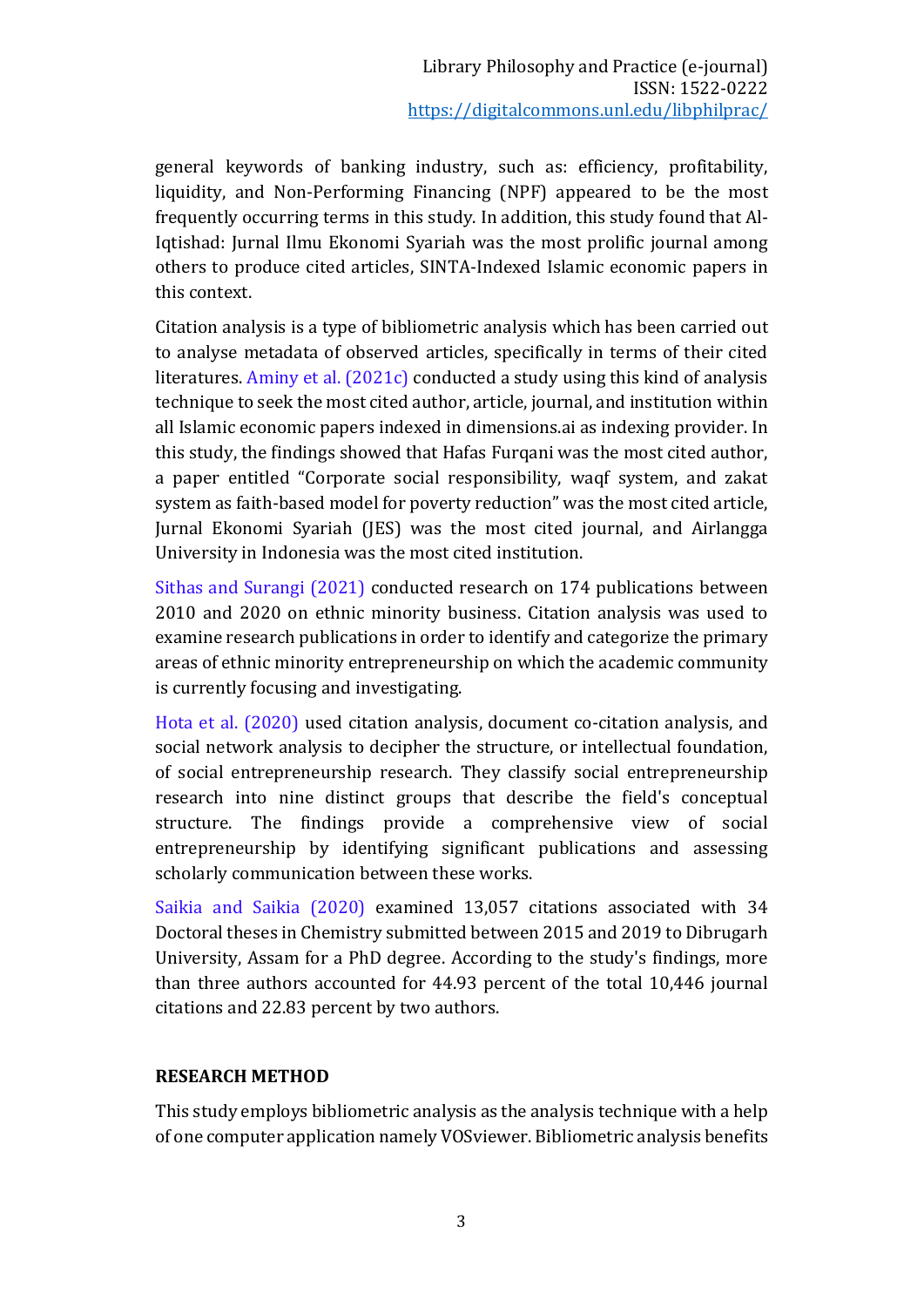general keywords of banking industry, such as: efficiency, profitability, liquidity, and Non-Performing Financing (NPF) appeared to be the most frequently occurring terms in this study. In addition, this study found that Al-Iqtishad: Jurnal Ilmu Ekonomi Syariah was the most prolific journal among others to produce cited articles, SINTA-Indexed Islamic economic papers in this context.

Citation analysis is a type of bibliometric analysis which has been carried out to analyse metadata of observed articles, specifically in terms of their cited literatures. Aminy et al. (2021c) conducted a study using this kind of analysis technique to seek the most cited author, article, journal, and institution within all Islamic economic papers indexed in dimensions.ai as indexing provider. In this study, the findings showed that Hafas Furqani was the most cited author, a paper entitled "Corporate social responsibility, waqf system, and zakat system as faith-based model for poverty reduction" was the most cited article, Jurnal Ekonomi Syariah (JES) was the most cited journal, and Airlangga University in Indonesia was the most cited institution.

Sithas and Surangi (2021) conducted research on 174 publications between 2010 and 2020 on ethnic minority business. Citation analysis was used to examine research publications in order to identify and categorize the primary areas of ethnic minority entrepreneurship on which the academic community is currently focusing and investigating.

Hota et al. (2020) used citation analysis, document co-citation analysis, and social network analysis to decipher the structure, or intellectual foundation, of social entrepreneurship research. They classify social entrepreneurship research into nine distinct groups that describe the field's conceptual structure. The findings provide a comprehensive view of social entrepreneurship by identifying significant publications and assessing scholarly communication between these works.

Saikia and Saikia (2020) examined 13,057 citations associated with 34 Doctoral theses in Chemistry submitted between 2015 and 2019 to Dibrugarh University, Assam for a PhD degree. According to the study's findings, more than three authors accounted for 44.93 percent of the total 10,446 journal citations and 22.83 percent by two authors.

## RESEARCH METHOD

This study employs bibliometric analysis as the analysis technique with a help of one computer application namely VOSviewer. Bibliometric analysis benefits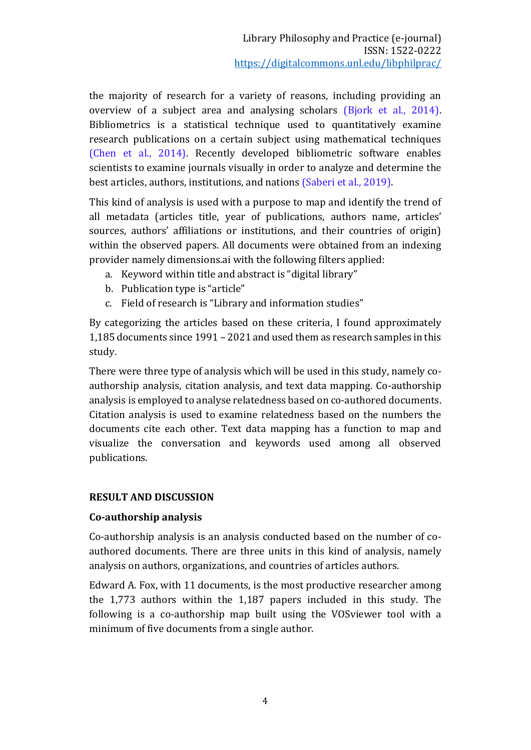the majority of research for a variety of reasons, including providing an overview of a subject area and analysing scholars (Bjork et al., 2014). Bibliometrics is a statistical technique used to quantitatively examine research publications on a certain subject using mathematical techniques (Chen et al., 2014). Recently developed bibliometric software enables scientists to examine journals visually in order to analyze and determine the best articles, authors, institutions, and nations (Saberi et al., 2019).

This kind of analysis is used with a purpose to map and identify the trend of all metadata (articles title, year of publications, authors name, articles' sources, authors' affiliations or institutions, and their countries of origin) within the observed papers. All documents were obtained from an indexing provider namely dimensions.ai with the following filters applied:

a. Keyword within title and abstract is "digital library"
b. Publication type is "article"
c. Field of research is "Library and information studies"

By categorizing the articles based on these criteria, I found approximately 1,185 documents since 1991 – 2021 and used them as research samples in this study.

There were three type of analysis which will be used in this study, namely co-authorship analysis, citation analysis, and text data mapping. Co-authorship analysis is employed to analyse relatedness based on co-authored documents. Citation analysis is used to examine relatedness based on the numbers the documents cite each other. Text data mapping has a function to map and visualize the conversation and keywords used among all observed publications.

## RESULT AND DISCUSSION

### Co-authorship analysis

Co-authorship analysis is an analysis conducted based on the number of co-authored documents. There are three units in this kind of analysis, namely analysis on authors, organizations, and countries of articles authors.

Edward A. Fox, with 11 documents, is the most productive researcher among the 1,773 authors within the 1,187 papers included in this study. The following is a co-authorship map built using the VOSviewer tool with a minimum of five documents from a single author.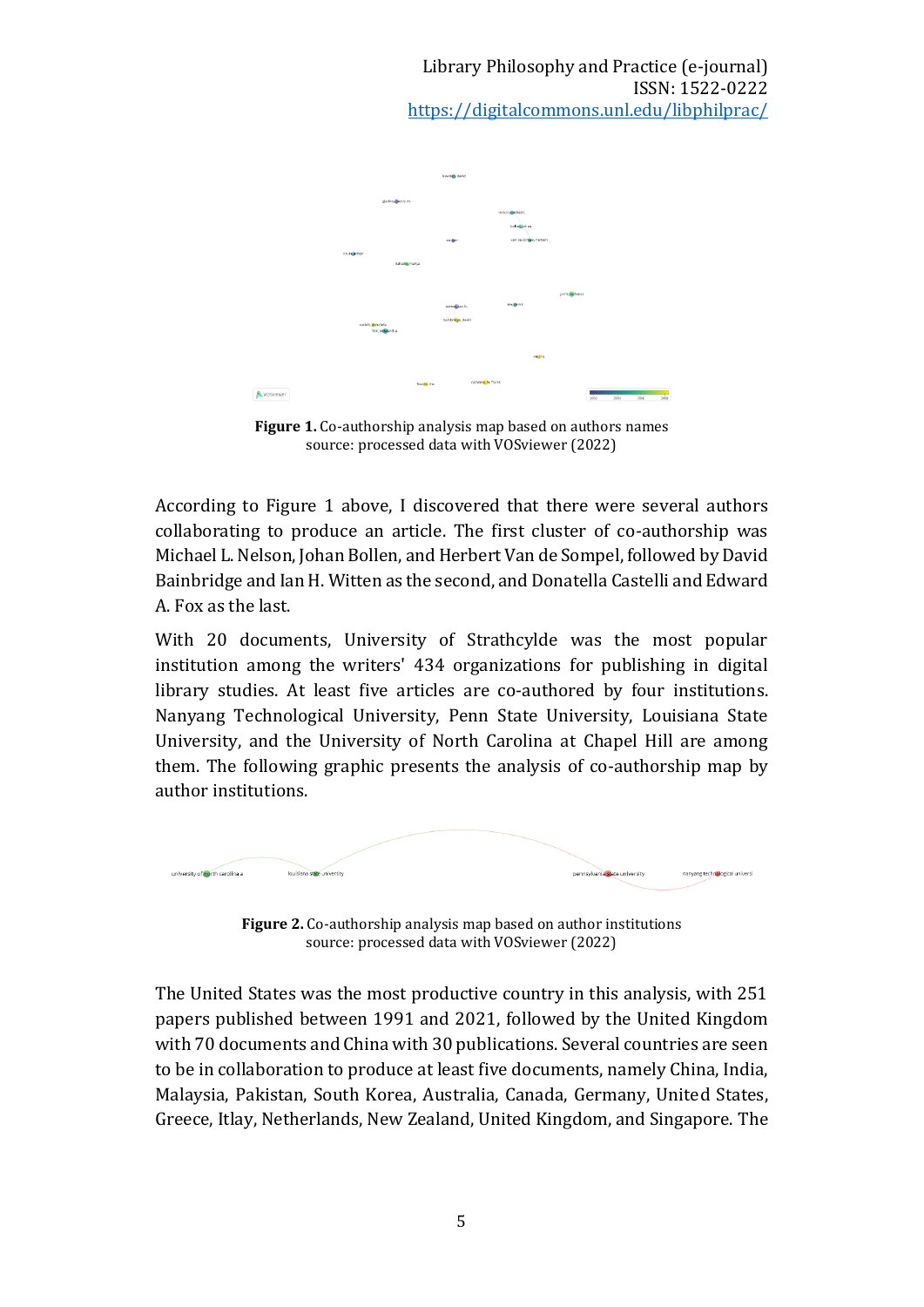**Figure 1.** Co-authorship analysis map based on authors names
source: processed data with VOSviewer (2022)

According to Figure 1 above, I discovered that there were several authors collaborating to produce an article. The first cluster of co-authorship was Michael L. Nelson, Johan Bollen, and Herbert Van de Sompel, followed by David Bainbridge and Ian H. Witten as the second, and Donatella Castelli and Edward A. Fox as the last.

With 20 documents, University of Strathcylde was the most popular institution among the writers' 434 organizations for publishing in digital library studies. At least five articles are co-authored by four institutions. Nanyang Technological University, Penn State University, Louisiana State University, and the University of North Carolina at Chapel Hill are among them. The following graphic presents the analysis of co-authorship map by author institutions.

**Figure 2.** Co-authorship analysis map based on author institutions
source: processed data with VOSviewer (2022)

The United States was the most productive country in this analysis, with 251 papers published between 1991 and 2021, followed by the United Kingdom with 70 documents and China with 30 publications. Several countries are seen to be in collaboration to produce at least five documents, namely China, India, Malaysia, Pakistan, South Korea, Australia, Canada, Germany, United States, Greece, Itlay, Netherlands, New Zealand, United Kingdom, and Singapore. The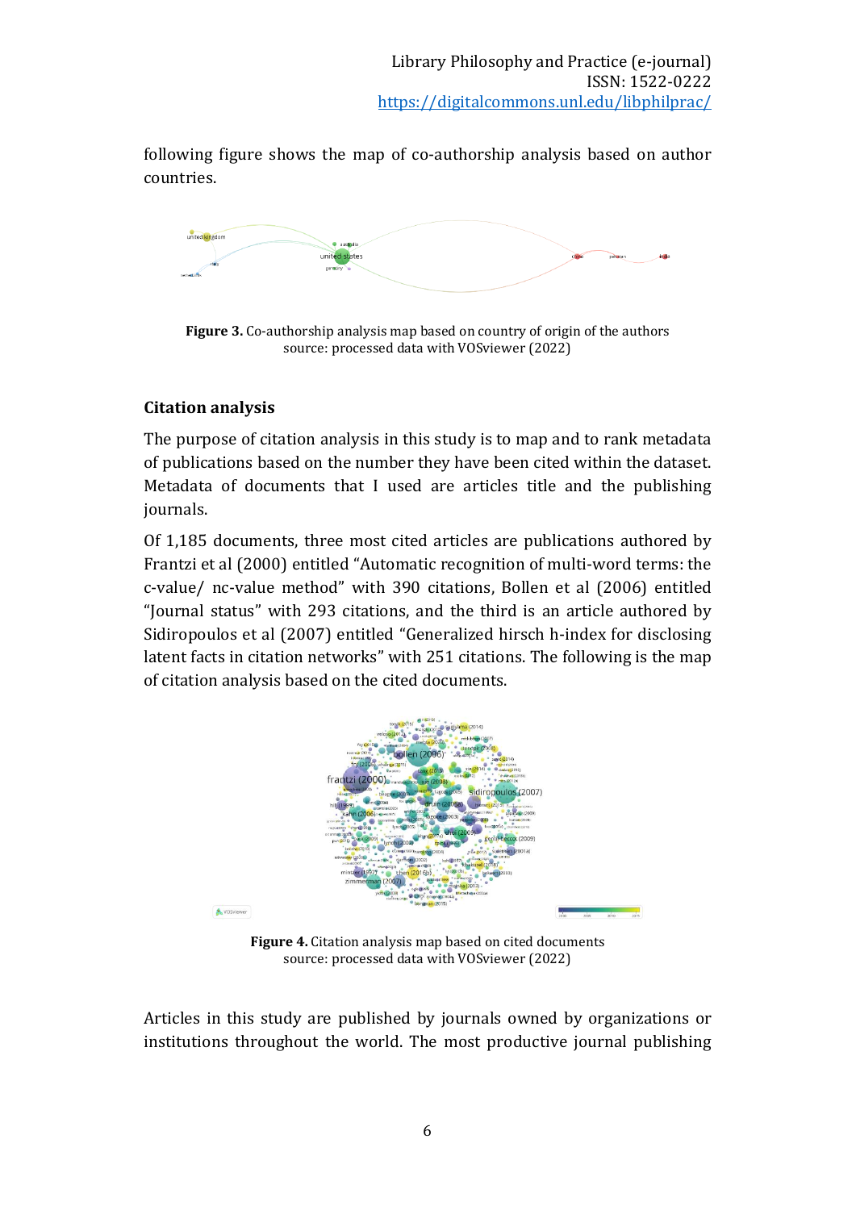following figure shows the map of co-authorship analysis based on author countries.

**Figure 3.** Co-authorship analysis map based on country of origin of the authors
source: processed data with VOSviewer (2022)

## Citation analysis

The purpose of citation analysis in this study is to map and to rank metadata of publications based on the number they have been cited within the dataset. Metadata of documents that I used are articles title and the publishing journals.

Of 1,185 documents, three most cited articles are publications authored by Frantzi et al (2000) entitled "Automatic recognition of multi-word terms: the c-value/ nc-value method" with 390 citations, Bollen et al (2006) entitled "Journal status" with 293 citations, and the third is an article authored by Sidiropoulos et al (2007) entitled "Generalized hirsch h-index for disclosing latent facts in citation networks" with 251 citations. The following is the map of citation analysis based on the cited documents.

**Figure 4.** Citation analysis map based on cited documents
source: processed data with VOSviewer (2022)

Articles in this study are published by journals owned by organizations or institutions throughout the world. The most productive journal publishing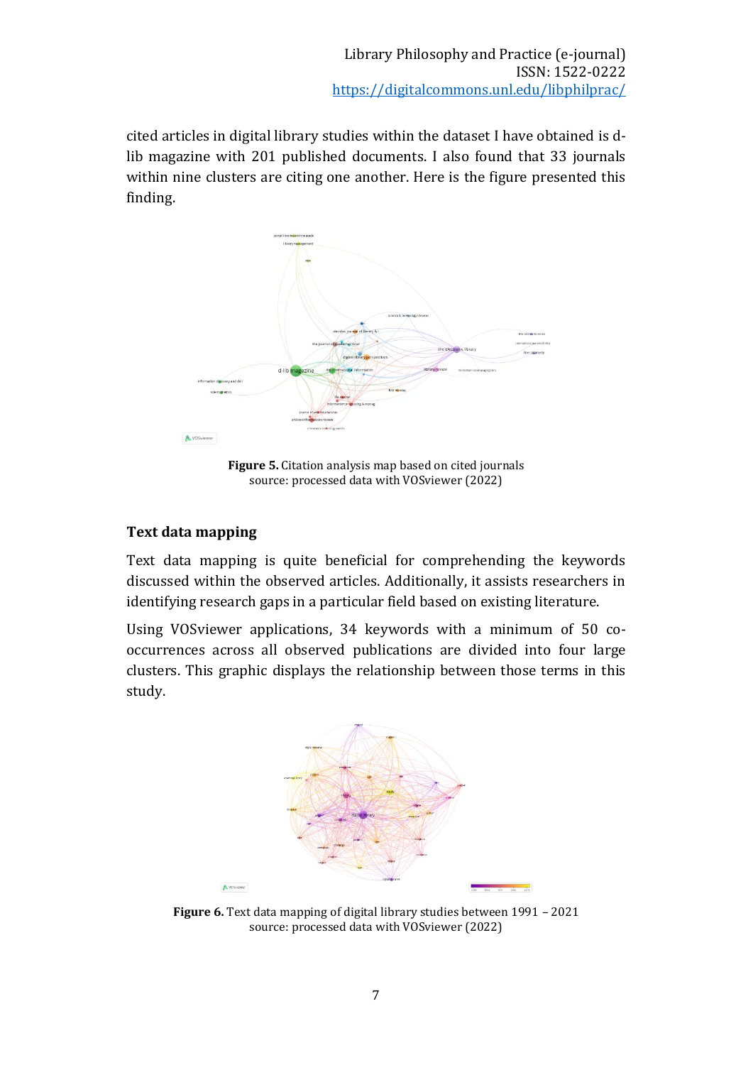cited articles in digital library studies within the dataset I have obtained is d-lib magazine with 201 published documents. I also found that 33 journals within nine clusters are citing one another. Here is the figure presented this finding.

**Figure 5.** Citation analysis map based on cited journals
source: processed data with VOSviewer (2022)

### Text data mapping

Text data mapping is quite beneficial for comprehending the keywords discussed within the observed articles. Additionally, it assists researchers in identifying research gaps in a particular field based on existing literature.

Using VOSviewer applications, 34 keywords with a minimum of 50 co-occurrences across all observed publications are divided into four large clusters. This graphic displays the relationship between those terms in this study.

**Figure 6.** Text data mapping of digital library studies between 1991 – 2021
source: processed data with VOSviewer (2022)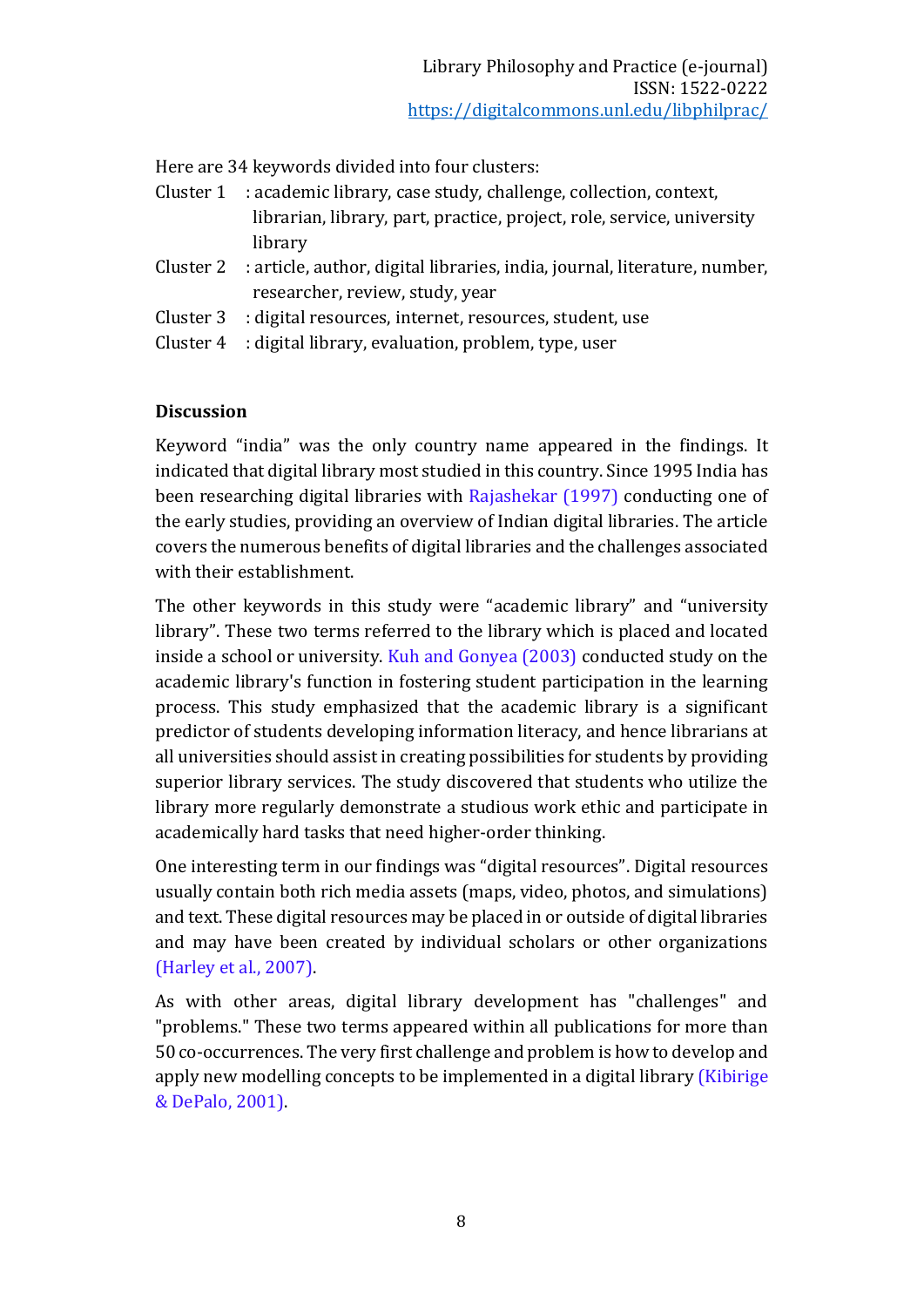Here are 34 keywords divided into four clusters:

- Cluster 1 : academic library, case study, challenge, collection, context, librarian, library, part, practice, project, role, service, university library
- Cluster 2 : article, author, digital libraries, india, journal, literature, number, researcher, review, study, year
- Cluster 3 : digital resources, internet, resources, student, use
- Cluster 4 : digital library, evaluation, problem, type, user

## Discussion

Keyword "india" was the only country name appeared in the findings. It indicated that digital library most studied in this country. Since 1995 India has been researching digital libraries with Rajashekar (1997) conducting one of the early studies, providing an overview of Indian digital libraries. The article covers the numerous benefits of digital libraries and the challenges associated with their establishment.

The other keywords in this study were "academic library" and "university library". These two terms referred to the library which is placed and located inside a school or university. Kuh and Gonyea (2003) conducted study on the academic library's function in fostering student participation in the learning process. This study emphasized that the academic library is a significant predictor of students developing information literacy, and hence librarians at all universities should assist in creating possibilities for students by providing superior library services. The study discovered that students who utilize the library more regularly demonstrate a studious work ethic and participate in academically hard tasks that need higher-order thinking.

One interesting term in our findings was "digital resources". Digital resources usually contain both rich media assets (maps, video, photos, and simulations) and text. These digital resources may be placed in or outside of digital libraries and may have been created by individual scholars or other organizations (Harley et al., 2007).

As with other areas, digital library development has "challenges" and "problems." These two terms appeared within all publications for more than 50 co-occurrences. The very first challenge and problem is how to develop and apply new modelling concepts to be implemented in a digital library (Kibirige & DePalo, 2001).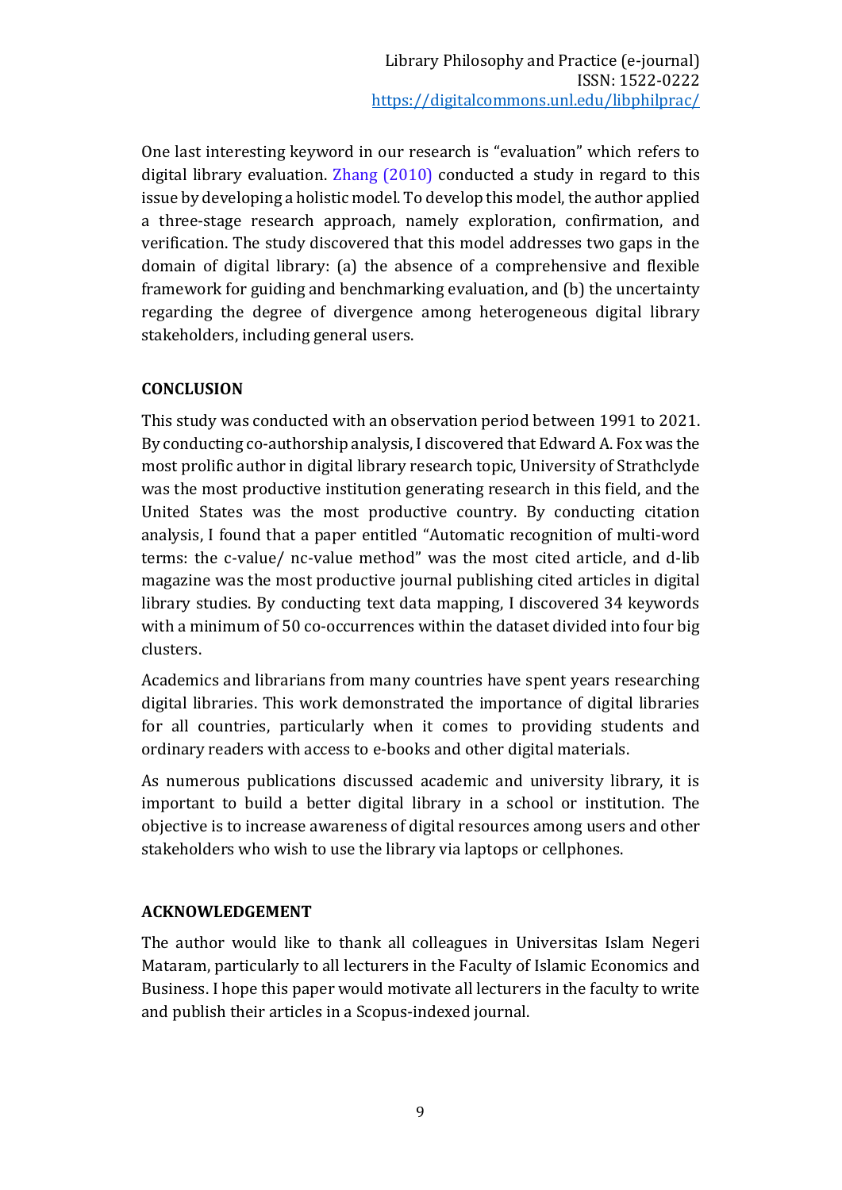One last interesting keyword in our research is "evaluation" which refers to digital library evaluation. Zhang (2010) conducted a study in regard to this issue by developing a holistic model. To develop this model, the author applied a three-stage research approach, namely exploration, confirmation, and verification. The study discovered that this model addresses two gaps in the domain of digital library: (a) the absence of a comprehensive and flexible framework for guiding and benchmarking evaluation, and (b) the uncertainty regarding the degree of divergence among heterogeneous digital library stakeholders, including general users.

## CONCLUSION

This study was conducted with an observation period between 1991 to 2021. By conducting co-authorship analysis, I discovered that Edward A. Fox was the most prolific author in digital library research topic, University of Strathclyde was the most productive institution generating research in this field, and the United States was the most productive country. By conducting citation analysis, I found that a paper entitled "Automatic recognition of multi-word terms: the c-value/ nc-value method" was the most cited article, and d-lib magazine was the most productive journal publishing cited articles in digital library studies. By conducting text data mapping, I discovered 34 keywords with a minimum of 50 co-occurrences within the dataset divided into four big clusters.

Academics and librarians from many countries have spent years researching digital libraries. This work demonstrated the importance of digital libraries for all countries, particularly when it comes to providing students and ordinary readers with access to e-books and other digital materials.

As numerous publications discussed academic and university library, it is important to build a better digital library in a school or institution. The objective is to increase awareness of digital resources among users and other stakeholders who wish to use the library via laptops or cellphones.

## ACKNOWLEDGEMENT

The author would like to thank all colleagues in Universitas Islam Negeri Mataram, particularly to all lecturers in the Faculty of Islamic Economics and Business. I hope this paper would motivate all lecturers in the faculty to write and publish their articles in a Scopus-indexed journal.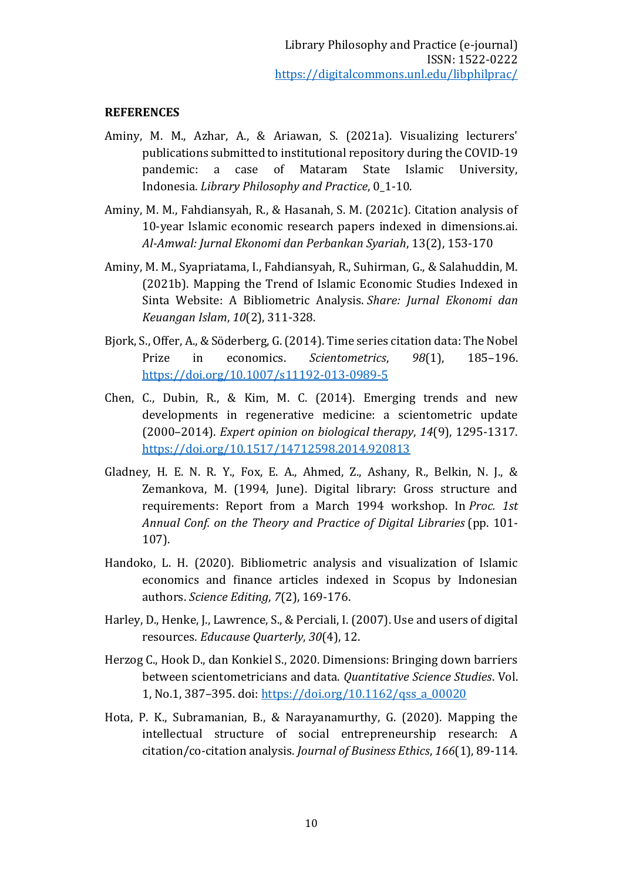## REFERENCES

Aminy, M. M., Azhar, A., & Ariawan, S. (2021a). Visualizing lecturers' publications submitted to institutional repository during the COVID-19 pandemic: a case of Mataram State Islamic University, Indonesia. *Library Philosophy and Practice*, 0_1-10.

Aminy, M. M., Fahdiansyah, R., & Hasanah, S. M. (2021c). Citation analysis of 10-year Islamic economic research papers indexed in dimensions.ai. *Al-Amwal: Jurnal Ekonomi dan Perbankan Syariah*, 13(2), 153-170

Aminy, M. M., Syapriatama, I., Fahdiansyah, R., Suhirman, G., & Salahuddin, M. (2021b). Mapping the Trend of Islamic Economic Studies Indexed in Sinta Website: A Bibliometric Analysis. *Share: Jurnal Ekonomi dan Keuangan Islam*, *10*(2), 311-328.

Bjork, S., Offer, A., & Söderberg, G. (2014). Time series citation data: The Nobel Prize in economics. *Scientometrics*, *98*(1), 185–196. https://doi.org/10.1007/s11192-013-0989-5

Chen, C., Dubin, R., & Kim, M. C. (2014). Emerging trends and new developments in regenerative medicine: a scientometric update (2000–2014). *Expert opinion on biological therapy*, *14*(9), 1295-1317. https://doi.org/10.1517/14712598.2014.920813

Gladney, H. E. N. R. Y., Fox, E. A., Ahmed, Z., Ashany, R., Belkin, N. J., & Zemankova, M. (1994, June). Digital library: Gross structure and requirements: Report from a March 1994 workshop. In *Proc. 1st Annual Conf. on the Theory and Practice of Digital Libraries* (pp. 101-107).

Handoko, L. H. (2020). Bibliometric analysis and visualization of Islamic economics and finance articles indexed in Scopus by Indonesian authors. *Science Editing*, *7*(2), 169-176.

Harley, D., Henke, J., Lawrence, S., & Perciali, I. (2007). Use and users of digital resources. *Educause Quarterly*, *30*(4), 12.

Herzog C., Hook D., dan Konkiel S., 2020. Dimensions: Bringing down barriers between scientometricians and data. *Quantitative Science Studies*. Vol. 1, No.1, 387–395. doi: https://doi.org/10.1162/qss_a_00020

Hota, P. K., Subramanian, B., & Narayanamurthy, G. (2020). Mapping the intellectual structure of social entrepreneurship research: A citation/co-citation analysis. *Journal of Business Ethics*, *166*(1), 89-114.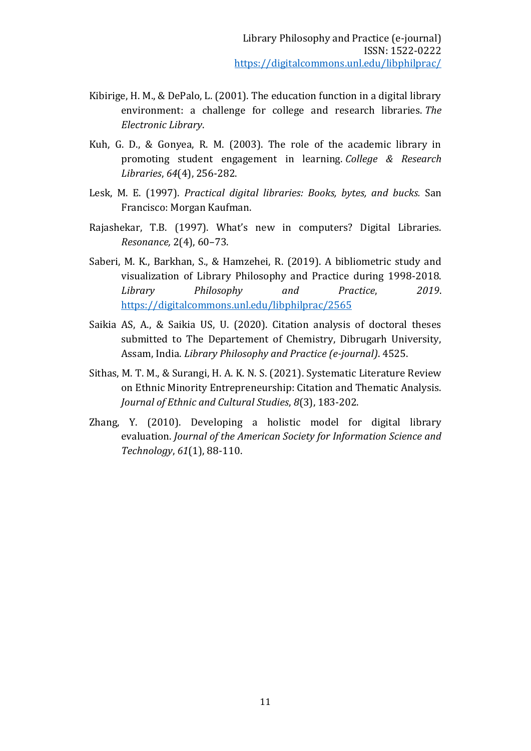Kibirige, H. M., & DePalo, L. (2001). The education function in a digital library environment: a challenge for college and research libraries. *The Electronic Library*.

Kuh, G. D., & Gonyea, R. M. (2003). The role of the academic library in promoting student engagement in learning. *College & Research Libraries*, *64*(4), 256-282.

Lesk, M. E. (1997). *Practical digital libraries: Books, bytes, and bucks.* San Francisco: Morgan Kaufman.

Rajashekar, T.B. (1997). What's new in computers? Digital Libraries. *Resonance,* 2(4), 60–73.

Saberi, M. K., Barkhan, S., & Hamzehei, R. (2019). A bibliometric study and visualization of Library Philosophy and Practice during 1998-2018. *Library Philosophy and Practice*, *2019*. https://digitalcommons.unl.edu/libphilprac/2565

Saikia AS, A., & Saikia US, U. (2020). Citation analysis of doctoral theses submitted to The Departement of Chemistry, Dibrugarh University, Assam, India. *Library Philosophy and Practice (e-journal)*. 4525.

Sithas, M. T. M., & Surangi, H. A. K. N. S. (2021). Systematic Literature Review on Ethnic Minority Entrepreneurship: Citation and Thematic Analysis. *Journal of Ethnic and Cultural Studies*, *8*(3), 183-202.

Zhang, Y. (2010). Developing a holistic model for digital library evaluation. *Journal of the American Society for Information Science and Technology*, *61*(1), 88-110.